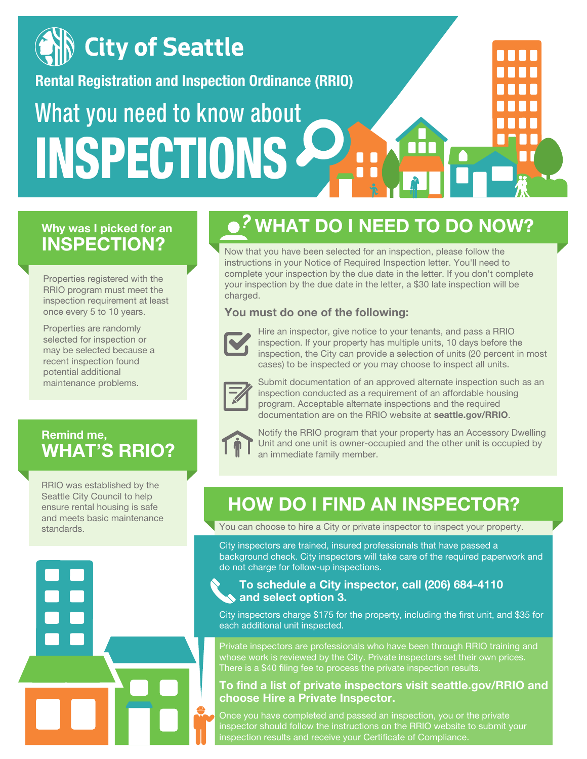# City of Seattle

## Rental Registration and Inspection Ordinance (RRIO)

# What you need to know about INSPECTIONS

## Why was I picked for an INSPECTION?

Properties registered with the RRIO program must meet the inspection requirement at least once every 5 to 10 years.

Properties are randomly selected for inspection or may be selected because a recent inspection found potential additional maintenance problems.

## Remind me, WHAT'S RRIO?

RRIO was established by the Seattle City Council to help ensure rental housing is safe and meets basic maintenance standards.

## WHAT DO I NEED TO DO NOW?

Now that you have been selected for an inspection, please follow the instructions in your Notice of Required Inspection letter. You'll need to complete your inspection by the due date in the letter. If you don't complete your inspection by the due date in the letter, a $30 late inspection will be charged.

### You must do one of the following:

- Hire an inspector, give notice to your tenants, and pass a RRIO inspection. If your property has multiple units, 10 days before the inspection, the City can provide a selection of units (20 percent in most cases) to be inspected or you may choose to inspect all units.
- Submit documentation of an approved alternate inspection such as an inspection conducted as a requirement of an affordable housing program. Acceptable alternate inspections and the required documentation are on the RRIO website at **seattle.gov/RRIO**.
- Notify the RRIO program that your property has an Accessory Dwelling Unit and one unit is owner-occupied and the other unit is occupied by an immediate family member.

## HOW DO I FIND AN INSPECTOR?

You can choose to hire a City or private inspector to inspect your property.

City inspectors are trained, insured professionals that have passed a background check. City inspectors will take care of the required paperwork and do not charge for follow-up inspections.

**To schedule a City inspector, call (206) 684-4110 and select option 3.**

City inspectors charge $175 for the property, including the first unit, and $35 for each additional unit inspected.

Private inspectors are professionals who have been through RRIO training and whose work is reviewed by the City. Private inspectors set their own prices. There is a $40 filing fee to process the private inspection results.

**To find a list of private inspectors visit seattle.gov/RRIO and choose Hire a Private Inspector.**

Once you have completed and passed an inspection, you or the private inspector should follow the instructions on the RRIO website to submit your inspection results and receive your Certificate of Compliance.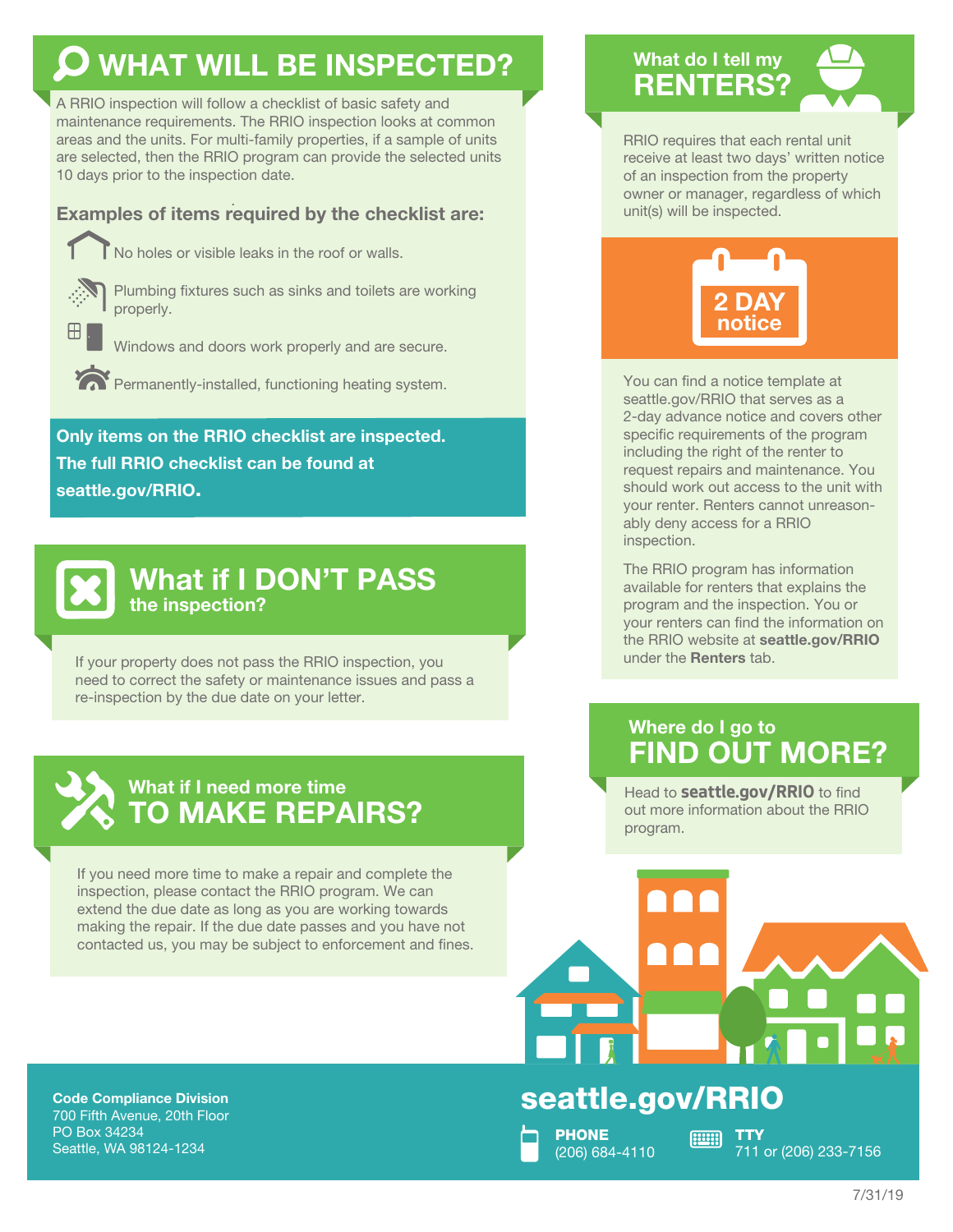# WHAT WILL BE INSPECTED?

A RRIO inspection will follow a checklist of basic safety and maintenance requirements. The RRIO inspection looks at common areas and the units. For multi-family properties, if a sample of units are selected, then the RRIO program can provide the selected units 10 days prior to the inspection date.

### Examples of items required by the checklist are:

- No holes or visible leaks in the roof or walls.
- Plumbing fixtures such as sinks and toilets are working properly.
- Windows and doors work properly and are secure.
- Permanently-installed, functioning heating system.

**Only items on the RRIO checklist are inspected. The full RRIO checklist can be found at seattle.gov/RRIO.**

## What if I DON'T PASS the inspection?

If your property does not pass the RRIO inspection, you need to correct the safety or maintenance issues and pass a re-inspection by the due date on your letter.

## What if I need more time TO MAKE REPAIRS?

If you need more time to make a repair and complete the inspection, please contact the RRIO program. We can extend the due date as long as you are working towards making the repair. If the due date passes and you have not contacted us, you may be subject to enforcement and fines.

## What do I tell my RENTERS?

RRIO requires that each rental unit receive at least two days' written notice of an inspection from the property owner or manager, regardless of which unit(s) will be inspected.

**2 DAY notice**

You can find a notice template at seattle.gov/RRIO that serves as a 2-day advance notice and covers other specific requirements of the program including the right of the renter to request repairs and maintenance. You should work out access to the unit with your renter. Renters cannot unreasonably deny access for a RRIO inspection.

The RRIO program has information available for renters that explains the program and the inspection. You or your renters can find the information on the RRIO website at **seattle.gov/RRIO** under the **Renters** tab.

## Where do I go to FIND OUT MORE?

Head to **seattle.gov/RRIO** to find out more information about the RRIO program.

**Code Compliance Division**
700 Fifth Avenue, 20th Floor
PO Box 34234
Seattle, WA 98124-1234

**seattle.gov/RRIO**

**PHONE**
(206) 684-4110

**TTY**
711 or (206) 233-7156

7/31/19